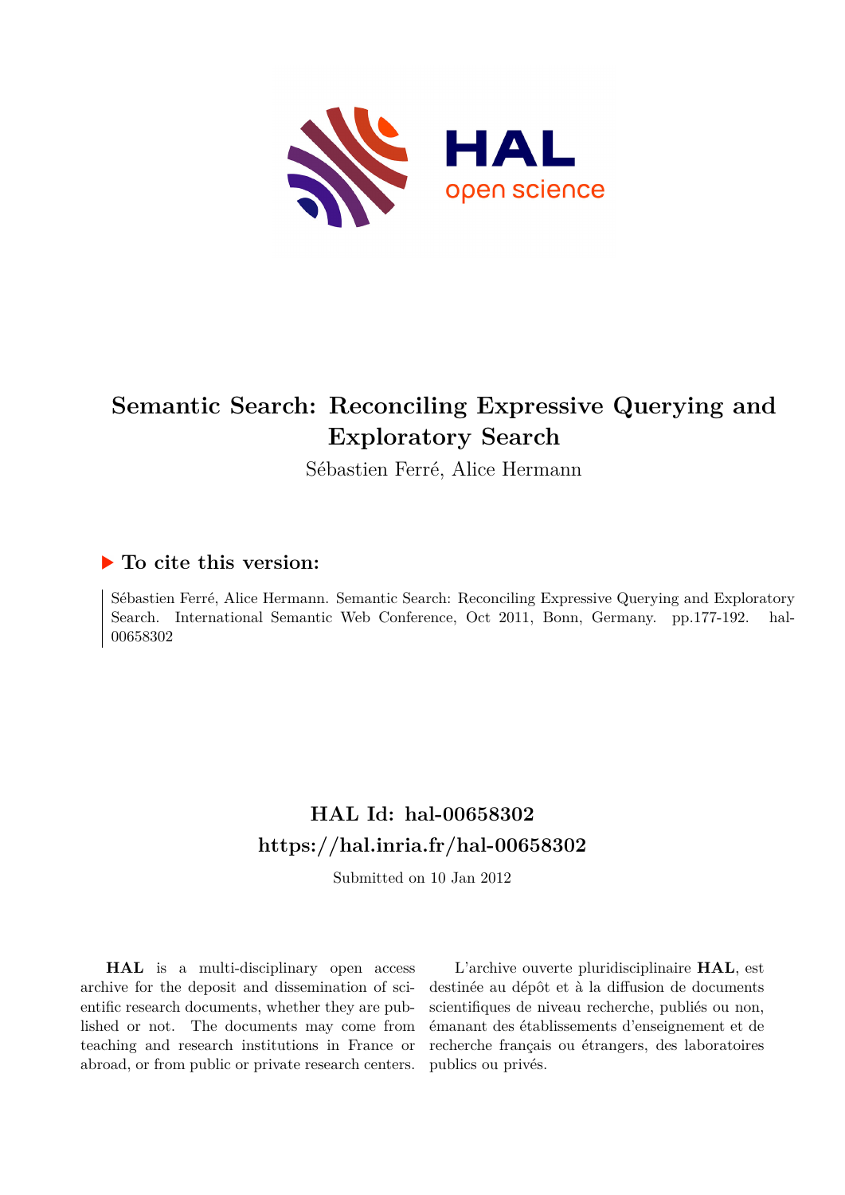# Semantic Search: Reconciling Expressive Querying and Exploratory Search

Sébastien Ferré, Alice Hermann

## ▶ To cite this version:

Sébastien Ferré, Alice Hermann. Semantic Search: Reconciling Expressive Querying and Exploratory Search. International Semantic Web Conference, Oct 2011, Bonn, Germany. pp.177-192. hal-00658302

## HAL Id: hal-00658302

## https://hal.inria.fr/hal-00658302

Submitted on 10 Jan 2012

**HAL** is a multi-disciplinary open access archive for the deposit and dissemination of scientific research documents, whether they are published or not. The documents may come from teaching and research institutions in France or abroad, or from public or private research centers.

L'archive ouverte pluridisciplinaire **HAL**, est destinée au dépôt et à la diffusion de documents scientifiques de niveau recherche, publiés ou non, émanant des établissements d'enseignement et de recherche français ou étrangers, des laboratoires publics ou privés.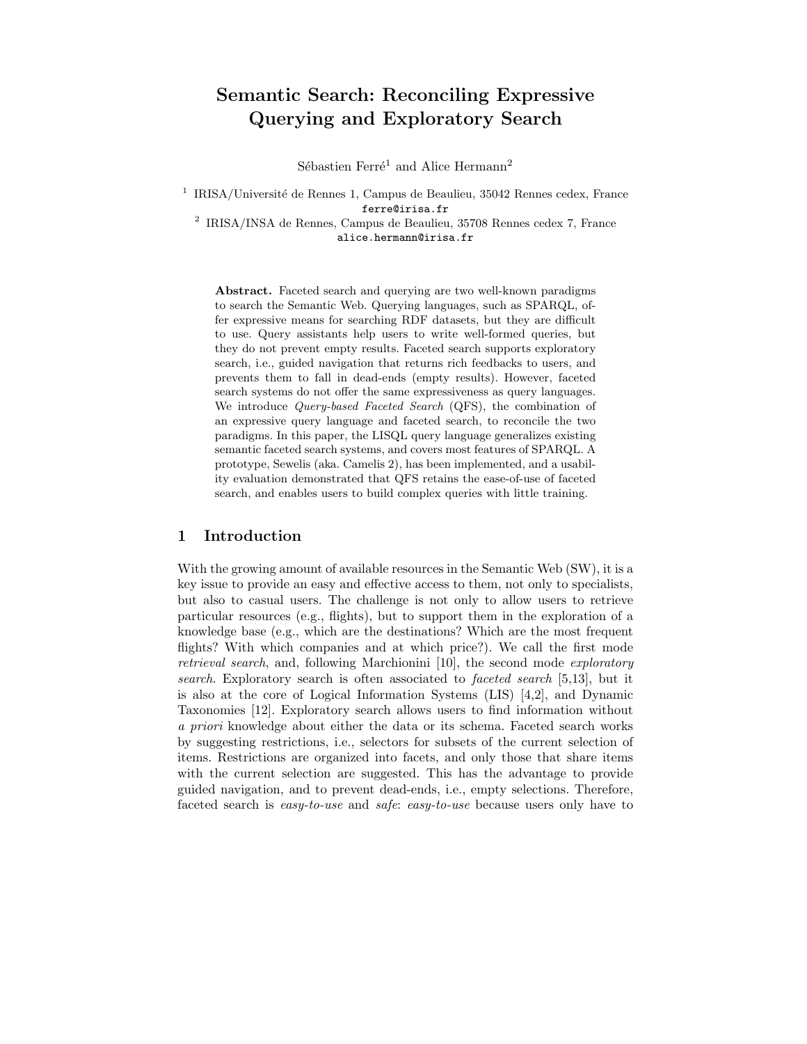# Semantic Search: Reconciling Expressive Querying and Exploratory Search

Sébastien Ferré[1] and Alice Hermann[2]

[1] IRISA/Université de Rennes 1, Campus de Beaulieu, 35042 Rennes cedex, France
ferre@irisa.fr

[2] IRISA/INSA de Rennes, Campus de Beaulieu, 35708 Rennes cedex 7, France
alice.hermann@irisa.fr

**Abstract.** Faceted search and querying are two well-known paradigms to search the Semantic Web. Querying languages, such as SPARQL, offer expressive means for searching RDF datasets, but they are difficult to use. Query assistants help users to write well-formed queries, but they do not prevent empty results. Faceted search supports exploratory search, i.e., guided navigation that returns rich feedbacks to users, and prevents them to fall in dead-ends (empty results). However, faceted search systems do not offer the same expressiveness as query languages. We introduce *Query-based Faceted Search* (QFS), the combination of an expressive query language and faceted search, to reconcile the two paradigms. In this paper, the LISQL query language generalizes existing semantic faceted search systems, and covers most features of SPARQL. A prototype, Sewelis (aka. Camelis 2), has been implemented, and a usability evaluation demonstrated that QFS retains the ease-of-use of faceted search, and enables users to build complex queries with little training.

## 1 Introduction

With the growing amount of available resources in the Semantic Web (SW), it is a key issue to provide an easy and effective access to them, not only to specialists, but also to casual users. The challenge is not only to allow users to retrieve particular resources (e.g., flights), but to support them in the exploration of a knowledge base (e.g., which are the destinations? Which are the most frequent flights? With which companies and at which price?). We call the first mode *retrieval search*, and, following Marchionini [10], the second mode *exploratory search*. Exploratory search is often associated to *faceted search* [5,13], but it is also at the core of Logical Information Systems (LIS) [4,2], and Dynamic Taxonomies [12]. Exploratory search allows users to find information without *a priori* knowledge about either the data or its schema. Faceted search works by suggesting restrictions, i.e., selectors for subsets of the current selection of items. Restrictions are organized into facets, and only those that share items with the current selection are suggested. This has the advantage to provide guided navigation, and to prevent dead-ends, i.e., empty selections. Therefore, faceted search is *easy-to-use* and *safe*: *easy-to-use* because users only have to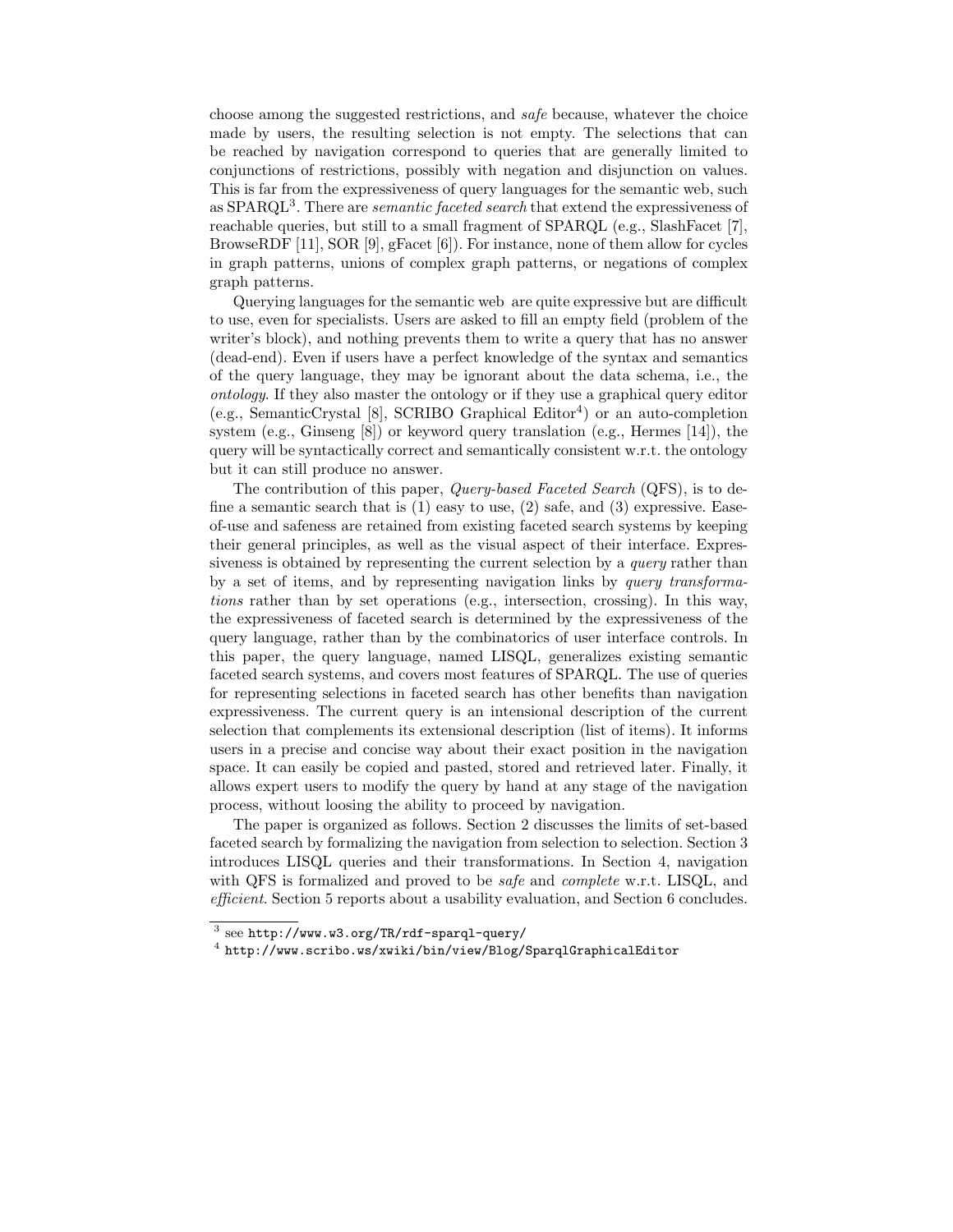choose among the suggested restrictions, and *safe* because, whatever the choice made by users, the resulting selection is not empty. The selections that can be reached by navigation correspond to queries that are generally limited to conjunctions of restrictions, possibly with negation and disjunction on values. This is far from the expressiveness of query languages for the semantic web, such as SPARQL[3]. There are *semantic faceted search* that extend the expressiveness of reachable queries, but still to a small fragment of SPARQL (e.g., SlashFacet [7], BrowseRDF [11], SOR [9], gFacet [6]). For instance, none of them allow for cycles in graph patterns, unions of complex graph patterns, or negations of complex graph patterns.

Querying languages for the semantic web are quite expressive but are difficult to use, even for specialists. Users are asked to fill an empty field (problem of the writer's block), and nothing prevents them to write a query that has no answer (dead-end). Even if users have a perfect knowledge of the syntax and semantics of the query language, they may be ignorant about the data schema, i.e., the *ontology*. If they also master the ontology or if they use a graphical query editor (e.g., SemanticCrystal [8], SCRIBO Graphical Editor[4]) or an auto-completion system (e.g., Ginseng [8]) or keyword query translation (e.g., Hermes [14]), the query will be syntactically correct and semantically consistent w.r.t. the ontology but it can still produce no answer.

The contribution of this paper, *Query-based Faceted Search* (QFS), is to define a semantic search that is (1) easy to use, (2) safe, and (3) expressive. Ease-of-use and safeness are retained from existing faceted search systems by keeping their general principles, as well as the visual aspect of their interface. Expressiveness is obtained by representing the current selection by a *query* rather than by a set of items, and by representing navigation links by *query transformations* rather than by set operations (e.g., intersection, crossing). In this way, the expressiveness of faceted search is determined by the expressiveness of the query language, rather than by the combinatorics of user interface controls. In this paper, the query language, named LISQL, generalizes existing semantic faceted search systems, and covers most features of SPARQL. The use of queries for representing selections in faceted search has other benefits than navigation expressiveness. The current query is an intensional description of the current selection that complements its extensional description (list of items). It informs users in a precise and concise way about their exact position in the navigation space. It can easily be copied and pasted, stored and retrieved later. Finally, it allows expert users to modify the query by hand at any stage of the navigation process, without loosing the ability to proceed by navigation.

The paper is organized as follows. Section 2 discusses the limits of set-based faceted search by formalizing the navigation from selection to selection. Section 3 introduces LISQL queries and their transformations. In Section 4, navigation with QFS is formalized and proved to be *safe* and *complete* w.r.t. LISQL, and *efficient*. Section 5 reports about a usability evaluation, and Section 6 concludes.

[3] see `http://www.w3.org/TR/rdf-sparql-query/`

[4] `http://www.scribo.ws/xwiki/bin/view/Blog/SparqlGraphicalEditor`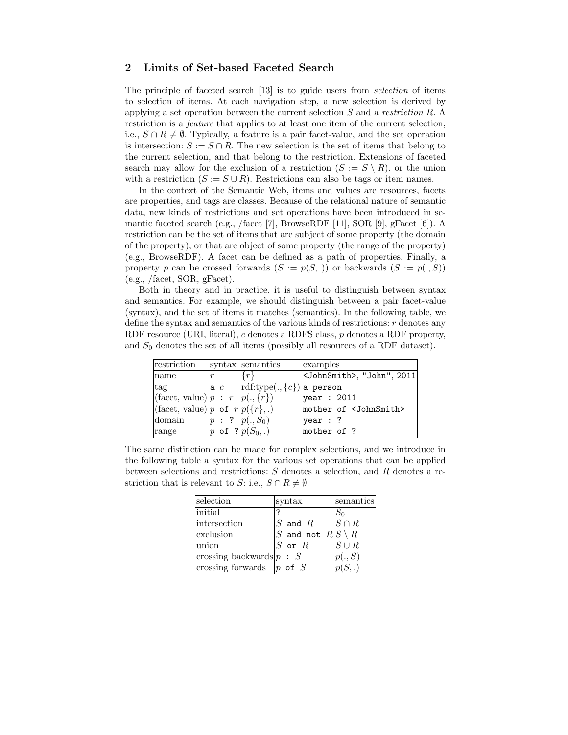## 2 Limits of Set-based Faceted Search

The principle of faceted search [13] is to guide users from *selection* of items to selection of items. At each navigation step, a new selection is derived by applying a set operation between the current selection $S$ and a *restriction* $R$. A restriction is a *feature* that applies to at least one item of the current selection, i.e., $S \cap R \neq \emptyset$. Typically, a feature is a pair facet-value, and the set operation is intersection: $S := S \cap R$. The new selection is the set of items that belong to the current selection, and that belong to the restriction. Extensions of faceted search may allow for the exclusion of a restriction ($S := S \setminus R$), or the union with a restriction ($S := S \cup R$). Restrictions can also be tags or item names.

In the context of the Semantic Web, items and values are resources, facets are properties, and tags are classes. Because of the relational nature of semantic data, new kinds of restrictions and set operations have been introduced in semantic faceted search (e.g., /facet [7], BrowseRDF [11], SOR [9], gFacet [6]). A restriction can be the set of items that are subject of some property (the domain of the property), or that are object of some property (the range of the property) (e.g., BrowseRDF). A facet can be defined as a path of properties. Finally, a property $p$ can be crossed forwards ($S := p(S, .)$) or backwards ($S := p(., S)$) (e.g., /facet, SOR, gFacet).

Both in theory and in practice, it is useful to distinguish between syntax and semantics. For example, we should distinguish between a pair facet-value (syntax), and the set of items it matches (semantics). In the following table, we define the syntax and semantics of the various kinds of restrictions: $r$ denotes any RDF resource (URI, literal), $c$ denotes a RDFS class, $p$ denotes a RDF property, and $S_0$ denotes the set of all items (possibly all resources of a RDF dataset).

| restriction | syntax | semantics | examples |
|---|---|---|---|
| name | $r$ | $\{r\}$ | `<JohnSmith>`, `"John"`, `2011` |
| tag | `a` $c$ | rdf:type$(., \{c\})$ | `a person` |
| (facet, value) | $p$ `:` $r$ | $p(., \{r\})$ | `year : 2011` |
| (facet, value) | $p$ `of` $r$ | $p(\{r\}, .)$ | `mother of <JohnSmith>` |
| domain | $p$ `: ?` | $p(., S_0)$ | `year : ?` |
| range | $p$ `of ?` | $p(S_0, .)$ | `mother of ?` |

The same distinction can be made for complex selections, and we introduce in the following table a syntax for the various set operations that can be applied between selections and restrictions: $S$ denotes a selection, and $R$ denotes a restriction that is relevant to $S$: i.e., $S \cap R \neq \emptyset$.

| selection | syntax | semantics |
|---|---|---|
| initial | `?` | $S_0$ |
| intersection | $S$ `and` $R$ | $S \cap R$ |
| exclusion | $S$ `and not` $R$ | $S \setminus R$ |
| union | $S$ `or` $R$ | $S \cup R$ |
| crossing backwards | $p$ `:` $S$ | $p(., S)$ |
| crossing forwards | $p$ `of` $S$ | $p(S, .)$ |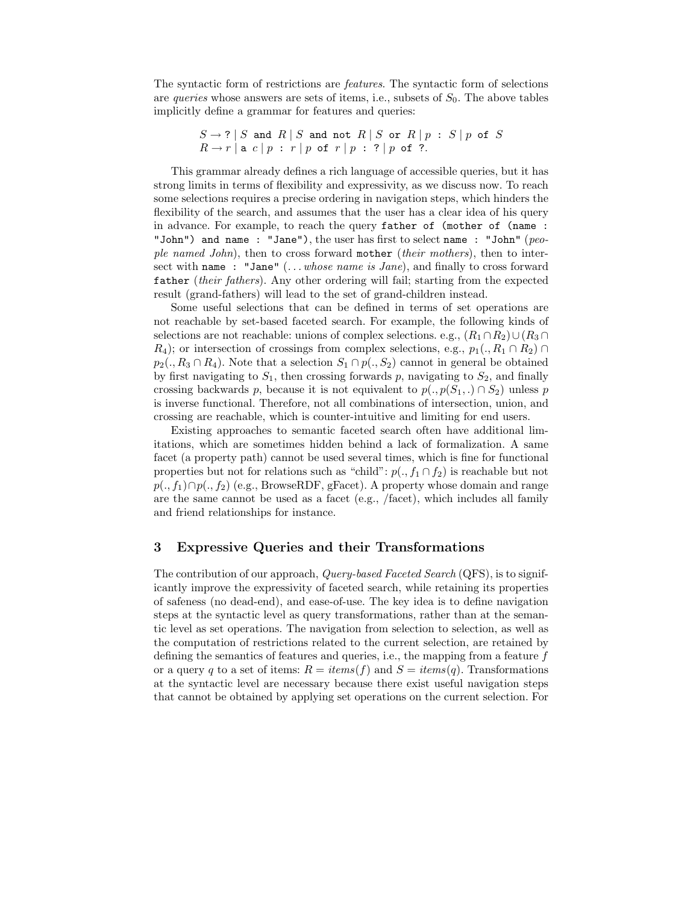The syntactic form of restrictions are *features*. The syntactic form of selections are *queries* whose answers are sets of items, i.e., subsets of $S_0$. The above tables implicitly define a grammar for features and queries:

$$S \rightarrow \texttt{?} \mid S \texttt{ and } R \mid S \texttt{ and not } R \mid S \texttt{ or } R \mid p \texttt{ : } S \mid p \texttt{ of } S$$
$$R \rightarrow r \mid \texttt{a } c \mid p \texttt{ : } r \mid p \texttt{ of } r \mid p \texttt{ : ?} \mid p \texttt{ of ?}.$$

This grammar already defines a rich language of accessible queries, but it has strong limits in terms of flexibility and expressivity, as we discuss now. To reach some selections requires a precise ordering in navigation steps, which hinders the flexibility of the search, and assumes that the user has a clear idea of his query in advance. For example, to reach the query `father of (mother of (name : "John") and name : "Jane")`, the user has first to select `name : "John"` (*people named John*), then to cross forward `mother` (*their mothers*), then to intersect with `name : "Jane"` (*... whose name is Jane*), and finally to cross forward `father` (*their fathers*). Any other ordering will fail; starting from the expected result (grand-fathers) will lead to the set of grand-children instead.

Some useful selections that can be defined in terms of set operations are not reachable by set-based faceted search. For example, the following kinds of selections are not reachable: unions of complex selections. e.g., $(R_1 \cap R_2) \cup (R_3 \cap R_4)$; or intersection of crossings from complex selections, e.g., $p_1(., R_1 \cap R_2) \cap p_2(., R_3 \cap R_4)$. Note that a selection $S_1 \cap p(., S_2)$ cannot in general be obtained by first navigating to $S_1$, then crossing forwards $p$, navigating to $S_2$, and finally crossing backwards $p$, because it is not equivalent to $p(., p(S_1, .) \cap S_2)$ unless $p$ is inverse functional. Therefore, not all combinations of intersection, union, and crossing are reachable, which is counter-intuitive and limiting for end users.

Existing approaches to semantic faceted search often have additional limitations, which are sometimes hidden behind a lack of formalization. A same facet (a property path) cannot be used several times, which is fine for functional properties but not for relations such as "child": $p(., f_1 \cap f_2)$ is reachable but not $p(., f_1) \cap p(., f_2)$ (e.g., BrowseRDF, gFacet). A property whose domain and range are the same cannot be used as a facet (e.g., /facet), which includes all family and friend relationships for instance.

## 3 Expressive Queries and their Transformations

The contribution of our approach, *Query-based Faceted Search* (QFS), is to significantly improve the expressivity of faceted search, while retaining its properties of safeness (no dead-end), and ease-of-use. The key idea is to define navigation steps at the syntactic level as query transformations, rather than at the semantic level as set operations. The navigation from selection to selection, as well as the computation of restrictions related to the current selection, are retained by defining the semantics of features and queries, i.e., the mapping from a feature $f$ or a query $q$ to a set of items: $R = items(f)$ and $S = items(q)$. Transformations at the syntactic level are necessary because there exist useful navigation steps that cannot be obtained by applying set operations on the current selection. For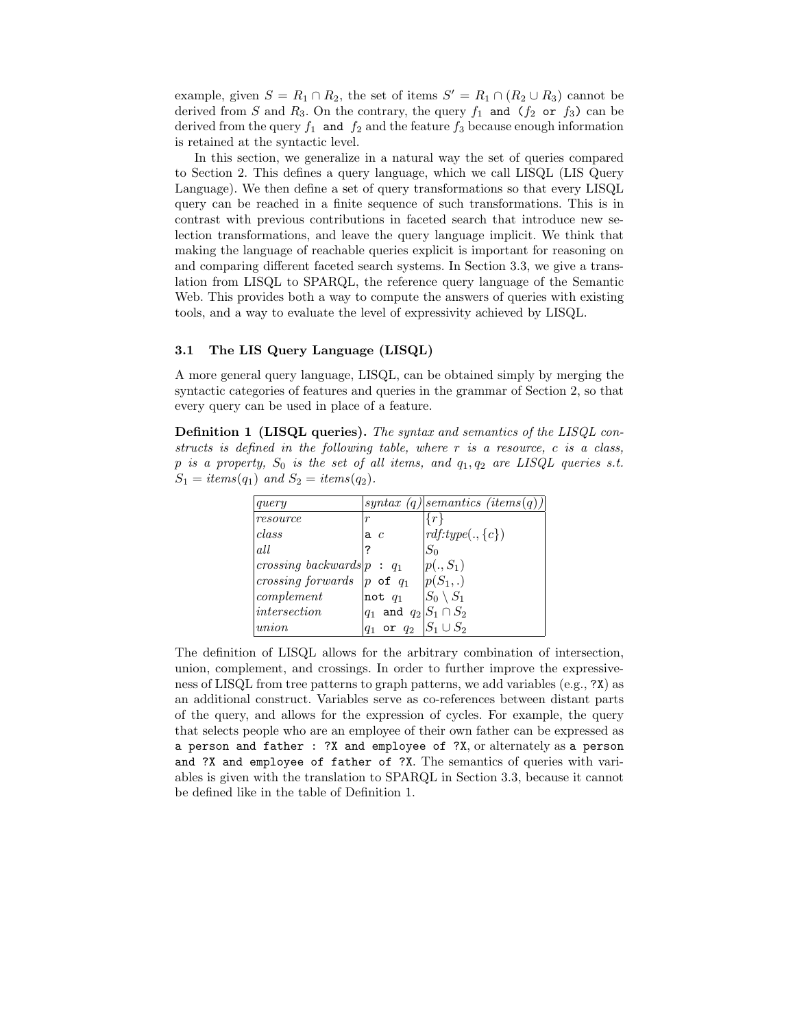example, given $S = R_1 \cap R_2$, the set of items $S' = R_1 \cap (R_2 \cup R_3)$ cannot be derived from $S$ and $R_3$. On the contrary, the query $f_1$ `and` ($f_2$ `or` $f_3$) can be derived from the query $f_1$ `and` $f_2$ and the feature $f_3$ because enough information is retained at the syntactic level.

In this section, we generalize in a natural way the set of queries compared to Section 2. This defines a query language, which we call LISQL (LIS Query Language). We then define a set of query transformations so that every LISQL query can be reached in a finite sequence of such transformations. This is in contrast with previous contributions in faceted search that introduce new selection transformations, and leave the query language implicit. We think that making the language of reachable queries explicit is important for reasoning on and comparing different faceted search systems. In Section 3.3, we give a translation from LISQL to SPARQL, the reference query language of the Semantic Web. This provides both a way to compute the answers of queries with existing tools, and a way to evaluate the level of expressivity achieved by LISQL.

### 3.1 The LIS Query Language (LISQL)

A more general query language, LISQL, can be obtained simply by merging the syntactic categories of features and queries in the grammar of Section 2, so that every query can be used in place of a feature.

**Definition 1 (LISQL queries).** *The syntax and semantics of the LISQL constructs is defined in the following table, where $r$ is a resource, $c$ is a class, $p$ is a property, $S_0$ is the set of all items, and $q_1, q_2$ are LISQL queries s.t. $S_1 = items(q_1)$ and $S_2 = items(q_2)$.*

| *query* | *syntax (q)* | *semantics (items(q))* |
|---|---|---|
| *resource* | $r$ | $\{r\}$ |
| *class* | `a` $c$ | *rdf:type*$(., \{c\})$ |
| *all* | `?` | $S_0$ |
| *crossing backwards* | $p$ `:` $q_1$ | $p(., S_1)$ |
| *crossing forwards* | $p$ `of` $q_1$ | $p(S_1, .)$ |
| *complement* | `not` $q_1$ | $S_0 \setminus S_1$ |
| *intersection* | $q_1$ `and` $q_2$ | $S_1 \cap S_2$ |
| *union* | $q_1$ `or` $q_2$ | $S_1 \cup S_2$ |

The definition of LISQL allows for the arbitrary combination of intersection, union, complement, and crossings. In order to further improve the expressiveness of LISQL from tree patterns to graph patterns, we add variables (e.g., `?X`) as an additional construct. Variables serve as co-references between distant parts of the query, and allows for the expression of cycles. For example, the query that selects people who are an employee of their own father can be expressed as `a person and father : ?X and employee of ?X`, or alternately as `a person and ?X and employee of father of ?X`. The semantics of queries with variables is given with the translation to SPARQL in Section 3.3, because it cannot be defined like in the table of Definition 1.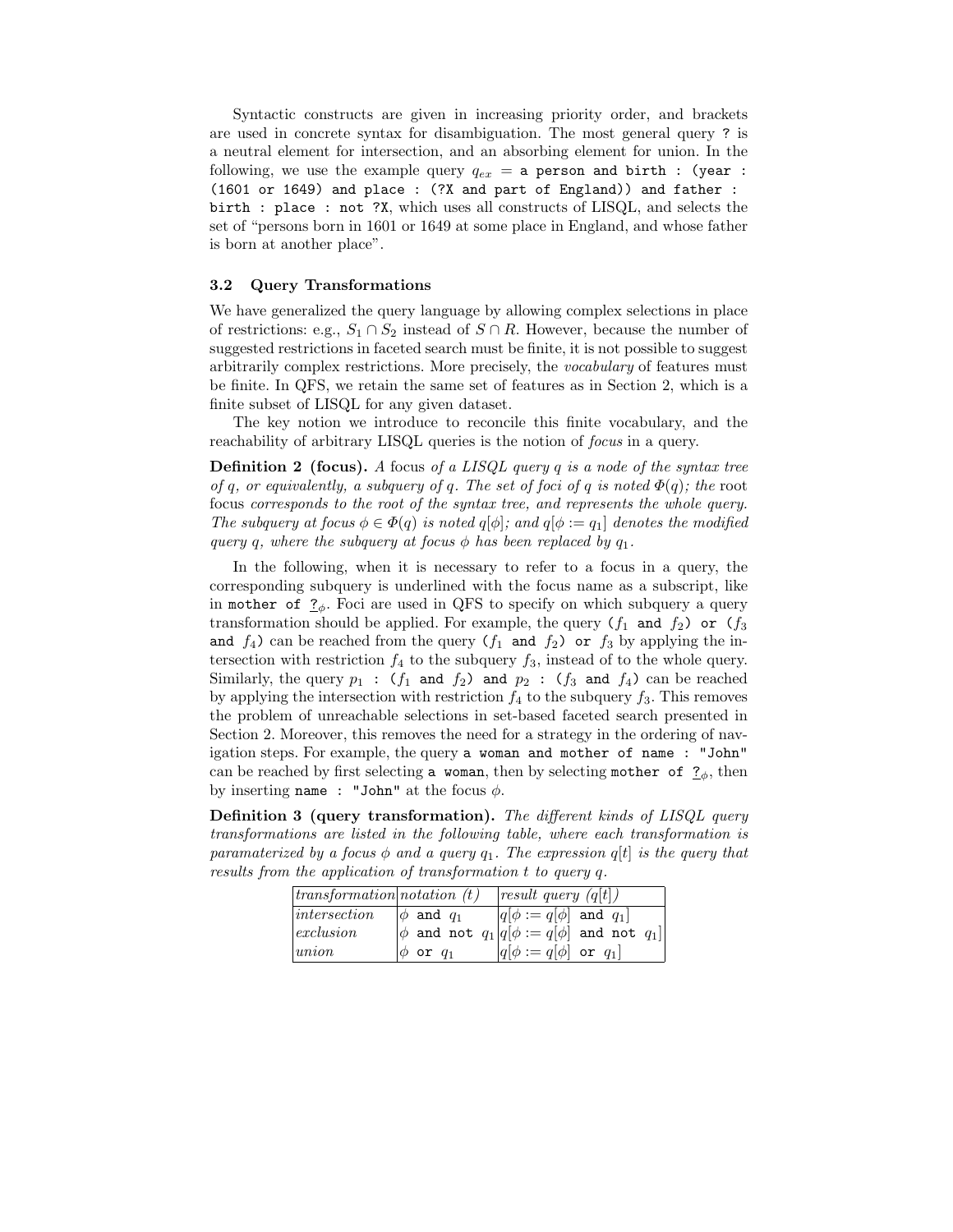Syntactic constructs are given in increasing priority order, and brackets are used in concrete syntax for disambiguation. The most general query `?` is a neutral element for intersection, and an absorbing element for union. In the following, we use the example query $q_{ex}$ = `a person and birth : (year : (1601 or 1649) and place : (?X and part of England)) and father : birth : place : not ?X`, which uses all constructs of LISQL, and selects the set of "persons born in 1601 or 1649 at some place in England, and whose father is born at another place".

### 3.2 Query Transformations

We have generalized the query language by allowing complex selections in place of restrictions: e.g., $S_1 \cap S_2$ instead of $S \cap R$. However, because the number of suggested restrictions in faceted search must be finite, it is not possible to suggest arbitrarily complex restrictions. More precisely, the *vocabulary* of features must be finite. In QFS, we retain the same set of features as in Section 2, which is a finite subset of LISQL for any given dataset.

The key notion we introduce to reconcile this finite vocabulary, and the reachability of arbitrary LISQL queries is the notion of *focus* in a query.

**Definition 2 (focus).** *A* focus *of a LISQL query $q$ is a node of the syntax tree of $q$, or equivalently, a subquery of $q$. The set of foci of $q$ is noted $\Phi(q)$; the* root focus *corresponds to the root of the syntax tree, and represents the whole query. The subquery at focus $\phi \in \Phi(q)$ is noted $q[\phi]$; and $q[\phi := q_1]$ denotes the modified query $q$, where the subquery at focus $\phi$ has been replaced by $q_1$.*

In the following, when it is necessary to refer to a focus in a query, the corresponding subquery is underlined with the focus name as a subscript, like in `mother of` $\underline{\texttt{?}}_\phi$. Foci are used in QFS to specify on which subquery a query transformation should be applied. For example, the query `(`$f_1$ `and` $f_2$`) or (`$f_3$ `and` $f_4$`)` can be reached from the query `(`$f_1$ `and` $f_2$`) or` $f_3$ by applying the intersection with restriction $f_4$ to the subquery $f_3$, instead of to the whole query. Similarly, the query $p_1$ `: (`$f_1$ `and` $f_2$`) and` $p_2$ `: (`$f_3$ `and` $f_4$`)` can be reached by applying the intersection with restriction $f_4$ to the subquery $f_3$. This removes the problem of unreachable selections in set-based faceted search presented in Section 2. Moreover, this removes the need for a strategy in the ordering of navigation steps. For example, the query `a woman and mother of name : "John"` can be reached by first selecting `a woman`, then by selecting `mother of` $\underline{\texttt{?}}_\phi$, then by inserting `name : "John"` at the focus $\phi$.

**Definition 3 (query transformation).** *The different kinds of LISQL query transformations are listed in the following table, where each transformation is paramaterized by a focus $\phi$ and a query $q_1$. The expression $q[t]$ is the query that results from the application of transformation $t$ to query $q$.*

| *transformation* | *notation (t)* | *result query ($q[t]$)* |
|---|---|---|
| *intersection* | $\phi$ `and` $q_1$ | $q[\phi := q[\phi]$ `and` $q_1]$ |
| *exclusion* | $\phi$ `and not` $q_1$ | $q[\phi := q[\phi]$ `and not` $q_1]$ |
| *union* | $\phi$ `or` $q_1$ | $q[\phi := q[\phi]$ `or` $q_1]$ |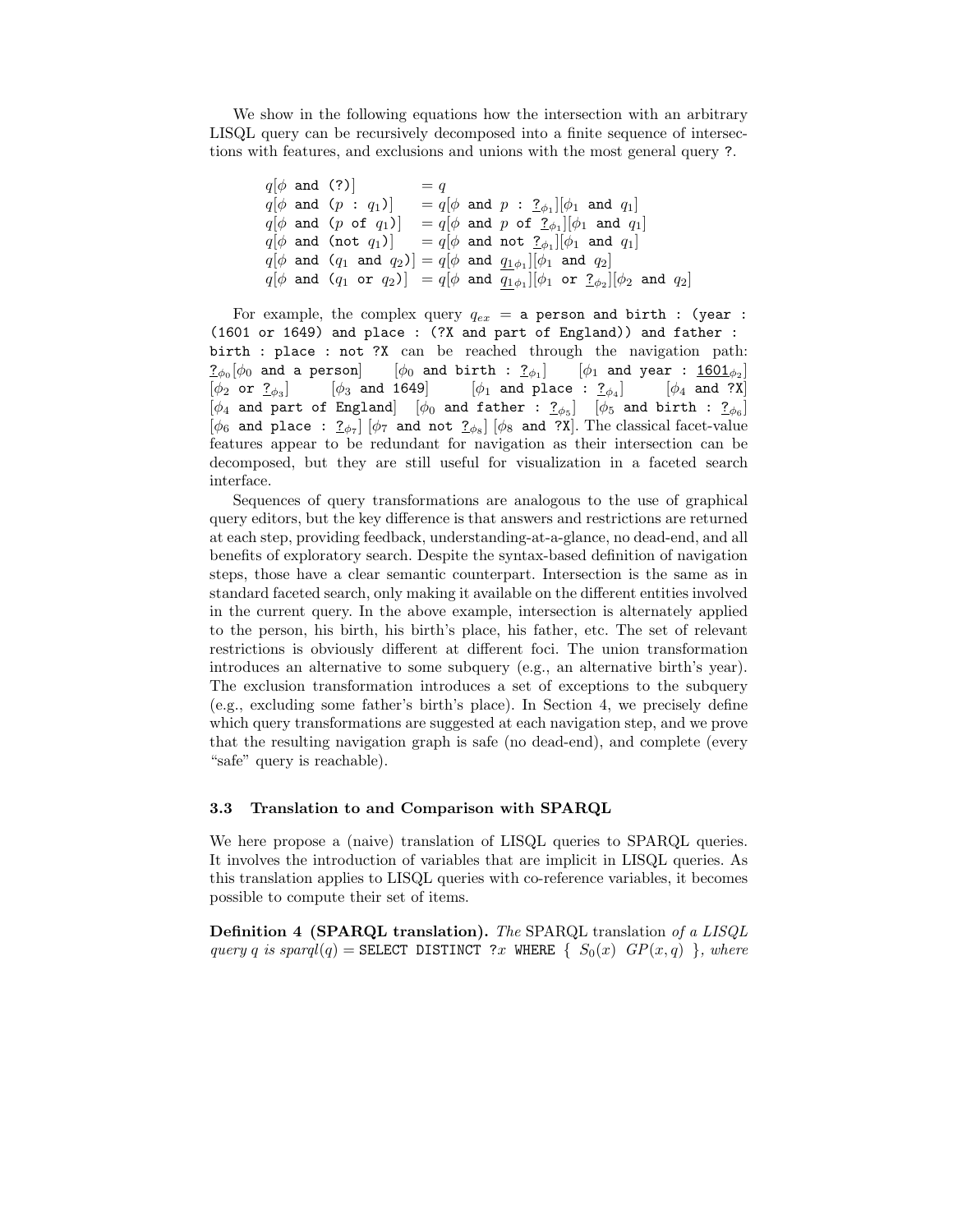We show in the following equations how the intersection with an arbitrary LISQL query can be recursively decomposed into a finite sequence of intersections with features, and exclusions and unions with the most general query ?.

$$
\begin{aligned}
q[\phi \texttt{ and } (\texttt{?})] &= q \\
q[\phi \texttt{ and } (p \texttt{ : } q_1)] &= q[\phi \texttt{ and } p \texttt{ : } \underline{\texttt{?}}_{\phi_1}][\phi_1 \texttt{ and } q_1] \\
q[\phi \texttt{ and } (p \texttt{ of } q_1)] &= q[\phi \texttt{ and } p \texttt{ of } \underline{\texttt{?}}_{\phi_1}][\phi_1 \texttt{ and } q_1] \\
q[\phi \texttt{ and } (\texttt{not } q_1)] &= q[\phi \texttt{ and not } \underline{\texttt{?}}_{\phi_1}][\phi_1 \texttt{ and } q_1] \\
q[\phi \texttt{ and } (q_1 \texttt{ and } q_2)] &= q[\phi \texttt{ and } \underline{q_1}_{\phi_1}][\phi_1 \texttt{ and } q_2] \\
q[\phi \texttt{ and } (q_1 \texttt{ or } q_2)] &= q[\phi \texttt{ and } \underline{q_1}_{\phi_1}][\phi_1 \texttt{ or } \underline{\texttt{?}}_{\phi_2}][\phi_2 \texttt{ and } q_2]
\end{aligned}
$$

For example, the complex query $q_{ex}$ = `a person and birth : (year : (1601 or 1649) and place : (?X and part of England)) and father : birth : place : not ?X` can be reached through the navigation path: $\underline{\texttt{?}}_{\phi_0}[\phi_0 \texttt{ and a person}]$ $[\phi_0 \texttt{ and birth : } \underline{\texttt{?}}_{\phi_1}]$ $[\phi_1 \texttt{ and year : } \underline{\texttt{1601}}_{\phi_2}]$ $[\phi_2 \texttt{ or } \underline{\texttt{?}}_{\phi_3}]$ $[\phi_3 \texttt{ and 1649}]$ $[\phi_1 \texttt{ and place : } \underline{\texttt{?}}_{\phi_4}]$ $[\phi_4 \texttt{ and ?X}]$ $[\phi_4 \texttt{ and part of England}]$ $[\phi_0 \texttt{ and father : } \underline{\texttt{?}}_{\phi_5}]$ $[\phi_5 \texttt{ and birth : } \underline{\texttt{?}}_{\phi_6}]$ $[\phi_6 \texttt{ and place : } \underline{\texttt{?}}_{\phi_7}]$ $[\phi_7 \texttt{ and not } \underline{\texttt{?}}_{\phi_8}]$ $[\phi_8 \texttt{ and ?X}]$. The classical facet-value features appear to be redundant for navigation as their intersection can be decomposed, but they are still useful for visualization in a faceted search interface.

Sequences of query transformations are analogous to the use of graphical query editors, but the key difference is that answers and restrictions are returned at each step, providing feedback, understanding-at-a-glance, no dead-end, and all benefits of exploratory search. Despite the syntax-based definition of navigation steps, those have a clear semantic counterpart. Intersection is the same as in standard faceted search, only making it available on the different entities involved in the current query. In the above example, intersection is alternately applied to the person, his birth, his birth's place, his father, etc. The set of relevant restrictions is obviously different at different foci. The union transformation introduces an alternative to some subquery (e.g., an alternative birth's year). The exclusion transformation introduces a set of exceptions to the subquery (e.g., excluding some father's birth's place). In Section 4, we precisely define which query transformations are suggested at each navigation step, and we prove that the resulting navigation graph is safe (no dead-end), and complete (every "safe" query is reachable).

### 3.3 Translation to and Comparison with SPARQL

We here propose a (naive) translation of LISQL queries to SPARQL queries. It involves the introduction of variables that are implicit in LISQL queries. As this translation applies to LISQL queries with co-reference variables, it becomes possible to compute their set of items.

**Definition 4 (SPARQL translation).** *The* SPARQL translation *of a LISQL query $q$ is $sparql(q)$ =* `SELECT DISTINCT` $?x$ `WHERE {` $S_0(x)$ $GP(x,q)$ `}`*, where*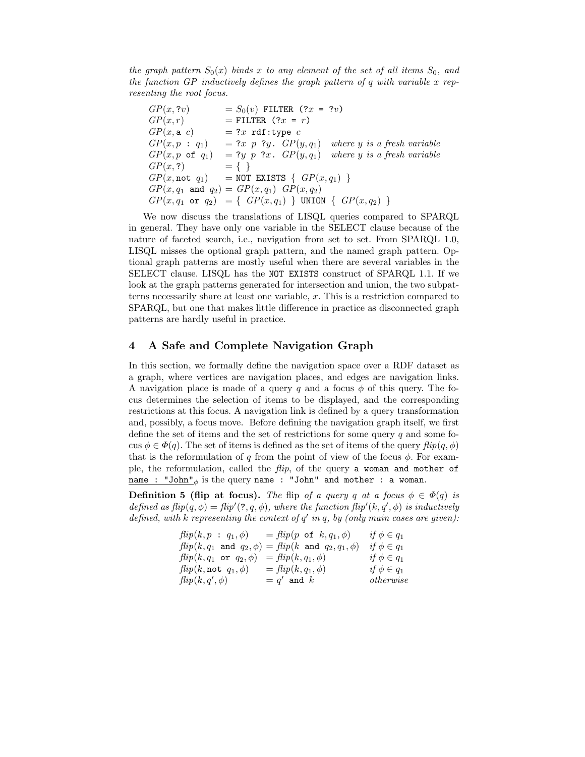*the graph pattern $S_0(x)$ binds $x$ to any element of the set of all items $S_0$, and the function $GP$ inductively defines the graph pattern of $q$ with variable $x$ representing the root focus.*

$$
\begin{array}{lll}
GP(x, ?v) & = S_0(v)\ \texttt{FILTER (?}x\texttt{ = ?}v\texttt{)} & \\
GP(x, r) & = \texttt{FILTER (?}x\texttt{ = }r\texttt{)} & \\
GP(x, \texttt{a}\ c) & = \texttt{?}x\ \texttt{rdf:type}\ c & \\
GP(x, p\ \texttt{:}\ q_1) & = \texttt{?}x\ p\ \texttt{?}y\texttt{.}\ GP(y, q_1) & \textit{where } y \textit{ is a fresh variable} \\
GP(x, p\ \texttt{of}\ q_1) & = \texttt{?}y\ p\ \texttt{?}x\texttt{.}\ GP(y, q_1) & \textit{where } y \textit{ is a fresh variable} \\
GP(x, \texttt{?}) & = \texttt{\{ \}} & \\
GP(x, \texttt{not}\ q_1) & = \texttt{NOT EXISTS \{ } GP(x, q_1) \texttt{ \}} & \\
GP(x, q_1\ \texttt{and}\ q_2) & = GP(x, q_1)\ GP(x, q_2) & \\
GP(x, q_1\ \texttt{or}\ q_2) & = \texttt{\{ } GP(x, q_1) \texttt{ \} UNION \{ } GP(x, q_2) \texttt{ \}} &
\end{array}
$$

We now discuss the translations of LISQL queries compared to SPARQL in general. They have only one variable in the SELECT clause because of the nature of faceted search, i.e., navigation from set to set. From SPARQL 1.0, LISQL misses the optional graph pattern, and the named graph pattern. Optional graph patterns are mostly useful when there are several variables in the SELECT clause. LISQL has the `NOT EXISTS` construct of SPARQL 1.1. If we look at the graph patterns generated for intersection and union, the two subpatterns necessarily share at least one variable, $x$. This is a restriction compared to SPARQL, but one that makes little difference in practice as disconnected graph patterns are hardly useful in practice.

## 4 A Safe and Complete Navigation Graph

In this section, we formally define the navigation space over a RDF dataset as a graph, where vertices are navigation places, and edges are navigation links. A navigation place is made of a query $q$ and a focus $\phi$ of this query. The focus determines the selection of items to be displayed, and the corresponding restrictions at this focus. A navigation link is defined by a query transformation and, possibly, a focus move. Before defining the navigation graph itself, we first define the set of items and the set of restrictions for some query $q$ and some focus $\phi \in \Phi(q)$. The set of items is defined as the set of items of the query $\mathit{flip}(q, \phi)$ that is the reformulation of $q$ from the point of view of the focus $\phi$. For example, the reformulation, called the *flip*, of the query `a woman and mother of` $\underline{\texttt{name : "John"}}_\phi$ is the query `name : "John" and mother : a woman`.

**Definition 5 (flip at focus).** *The* flip *of a query $q$ at a focus $\phi \in \Phi(q)$ is defined as $\mathit{flip}(q, \phi) = \mathit{flip}'(\texttt{?}, q, \phi)$, where the function $\mathit{flip}'(k, q', \phi)$ is inductively defined, with $k$ representing the context of $q'$ in $q$, by (only main cases are given):*

$$
\begin{array}{lll}
\mathit{flip}(k, p\ \texttt{:}\ q_1, \phi) & = \mathit{flip}(p\ \texttt{of}\ k, q_1, \phi) & \textit{if } \phi \in q_1 \\
\mathit{flip}(k, q_1\ \texttt{and}\ q_2, \phi) & = \mathit{flip}(k\ \texttt{and}\ q_2, q_1, \phi) & \textit{if } \phi \in q_1 \\
\mathit{flip}(k, q_1\ \texttt{or}\ q_2, \phi) & = \mathit{flip}(k, q_1, \phi) & \textit{if } \phi \in q_1 \\
\mathit{flip}(k, \texttt{not}\ q_1, \phi) & = \mathit{flip}(k, q_1, \phi) & \textit{if } \phi \in q_1 \\
\mathit{flip}(k, q', \phi) & = q'\ \texttt{and}\ k & \textit{otherwise}
\end{array}
$$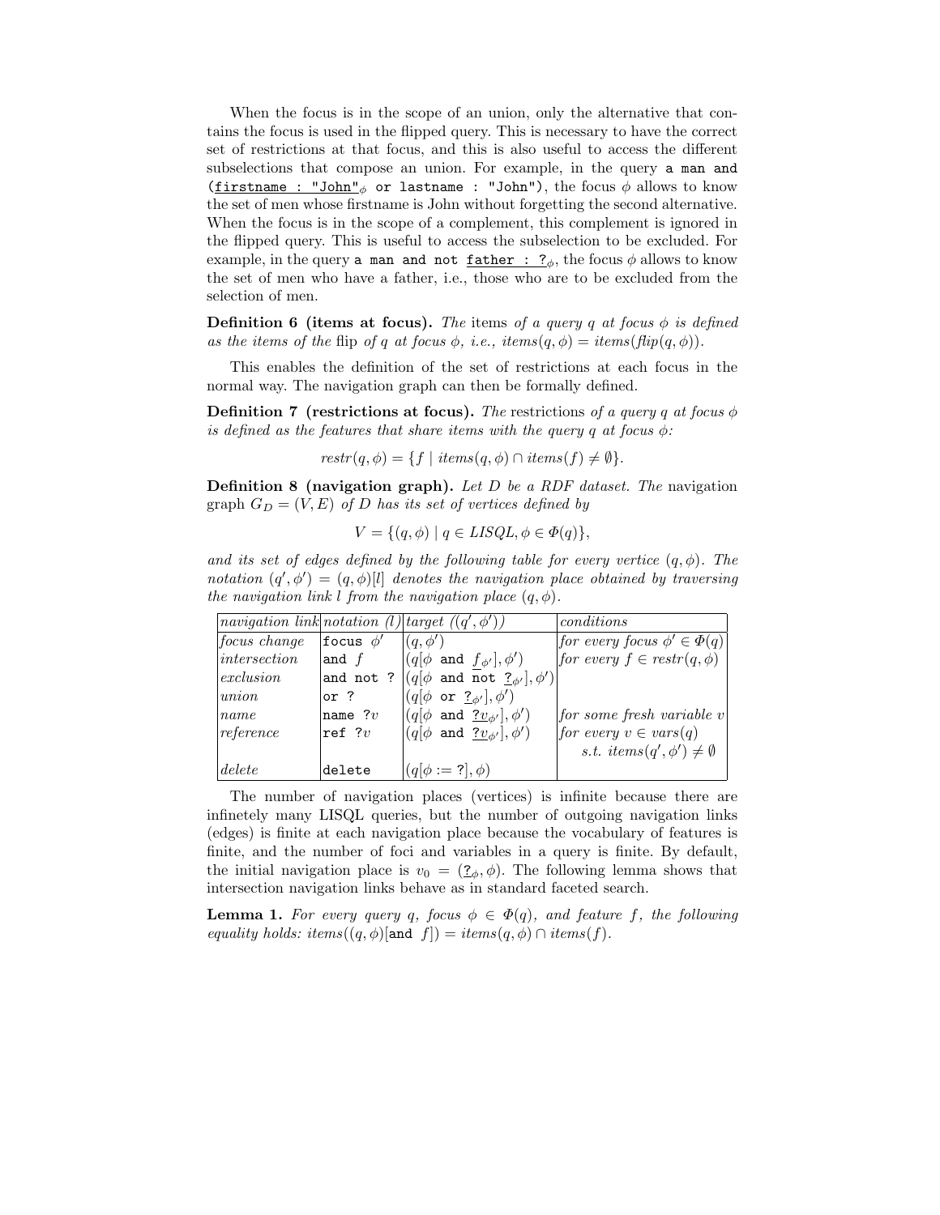When the focus is in the scope of an union, only the alternative that contains the focus is used in the flipped query. This is necessary to have the correct set of restrictions at that focus, and this is also useful to access the different subselections that compose an union. For example, in the query `a man and (`$\underline{\texttt{firstname : "John"}}_\phi$ `or lastname : "John")`, the focus $\phi$ allows to know the set of men whose firstname is John without forgetting the second alternative. When the focus is in the scope of a complement, this complement is ignored in the flipped query. This is useful to access the subselection to be excluded. For example, in the query `a man and not` $\underline{\texttt{father : ?}}_\phi$, the focus $\phi$ allows to know the set of men who have a father, i.e., those who are to be excluded from the selection of men.

**Definition 6 (items at focus).** *The* items *of a query $q$ at focus $\phi$ is defined as the items of the* flip *of $q$ at focus $\phi$, i.e., $items(q, \phi) = items(flip(q, \phi))$.*

This enables the definition of the set of restrictions at each focus in the normal way. The navigation graph can then be formally defined.

**Definition 7 (restrictions at focus).** *The* restrictions *of a query $q$ at focus $\phi$ is defined as the features that share items with the query $q$ at focus $\phi$:*

$$restr(q, \phi) = \{f \mid items(q, \phi) \cap items(f) \neq \emptyset\}.$$

**Definition 8 (navigation graph).** *Let $D$ be a RDF dataset. The* navigation graph *$G_D = (V, E)$ of $D$ has its set of vertices defined by*

$$V = \{(q, \phi) \mid q \in LISQL, \phi \in \Phi(q)\},$$

*and its set of edges defined by the following table for every vertice $(q, \phi)$. The notation $(q', \phi') = (q, \phi)[l]$ denotes the navigation place obtained by traversing the navigation link $l$ from the navigation place $(q, \phi)$.*

| *navigation link* | *notation (l)* | *target ($(q', \phi')$)* | *conditions* |
|---|---|---|---|
| *focus change* | `focus` $\phi'$ | $(q, \phi')$ | *for every focus $\phi' \in \Phi(q)$* |
| *intersection* | `and` $f$ | $(q[\phi \texttt{ and } \underline{f}_{\phi'}], \phi')$ | *for every $f \in restr(q, \phi)$* |
| *exclusion* | `and not ?` | $(q[\phi \texttt{ and not } \underline{?}_{\phi'}], \phi')$ | |
| *union* | `or ?` | $(q[\phi \texttt{ or } \underline{?}_{\phi'}], \phi')$ | |
| *name* | `name ?`$v$ | $(q[\phi \texttt{ and } \underline{?v}_{\phi'}], \phi')$ | *for some fresh variable $v$* |
| *reference* | `ref ?`$v$ | $(q[\phi \texttt{ and } \underline{?v}_{\phi'}], \phi')$ | *for every $v \in vars(q)$ s.t. $items(q', \phi') \neq \emptyset$* |
| *delete* | `delete` | $(q[\phi := ?], \phi)$ | |

The number of navigation places (vertices) is infinite because there are infinetely many LISQL queries, but the number of outgoing navigation links (edges) is finite at each navigation place because the vocabulary of features is finite, and the number of foci and variables in a query is finite. By default, the initial navigation place is $v_0 = (\underline{?}_\phi, \phi)$. The following lemma shows that intersection navigation links behave as in standard faceted search.

**Lemma 1.** *For every query $q$, focus $\phi \in \Phi(q)$, and feature $f$, the following equality holds: $items((q, \phi)[\texttt{and } f]) = items(q, \phi) \cap items(f)$.*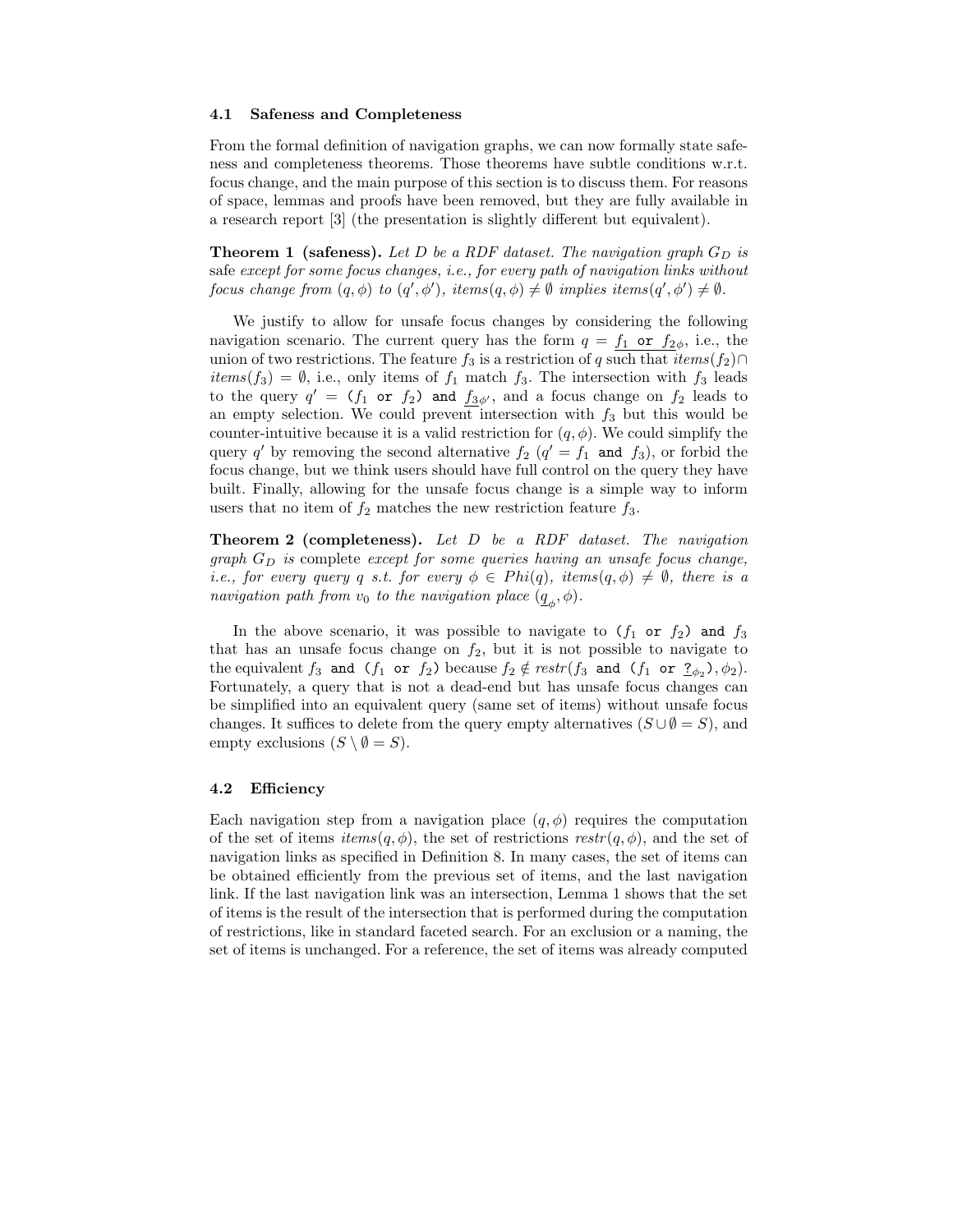### 4.1 Safeness and Completeness

From the formal definition of navigation graphs, we can now formally state safeness and completeness theorems. Those theorems have subtle conditions w.r.t. focus change, and the main purpose of this section is to discuss them. For reasons of space, lemmas and proofs have been removed, but they are fully available in a research report [3] (the presentation is slightly different but equivalent).

**Theorem 1 (safeness).** *Let $D$ be a RDF dataset. The navigation graph $G_D$ is* safe *except for some focus changes, i.e., for every path of navigation links without focus change from $(q, \phi)$ to $(q', \phi')$, $items(q, \phi) \neq \emptyset$ implies $items(q', \phi') \neq \emptyset$.*

We justify to allow for unsafe focus changes by considering the following navigation scenario. The current query has the form $q = \underline{f_1 \texttt{ or } f_2}_\phi$, i.e., the union of two restrictions. The feature $f_3$ is a restriction of $q$ such that $items(f_2) \cap items(f_3) = \emptyset$, i.e., only items of $f_1$ match $f_3$. The intersection with $f_3$ leads to the query $q' = (f_1 \texttt{ or } f_2) \texttt{ and } \underline{f_3}_{\phi'}$, and a focus change on $f_2$ leads to an empty selection. We could prevent intersection with $f_3$ but this would be counter-intuitive because it is a valid restriction for $(q, \phi)$. We could simplify the query $q'$ by removing the second alternative $f_2$ ($q' = f_1 \texttt{ and } f_3$), or forbid the focus change, but we think users should have full control on the query they have built. Finally, allowing for the unsafe focus change is a simple way to inform users that no item of $f_2$ matches the new restriction feature $f_3$.

**Theorem 2 (completeness).** *Let $D$ be a RDF dataset. The navigation graph $G_D$ is* complete *except for some queries having an unsafe focus change, i.e., for every query $q$ s.t. for every $\phi \in Phi(q)$, $items(q, \phi) \neq \emptyset$, there is a navigation path from $v_0$ to the navigation place $(\underline{q}_\phi, \phi)$.*

In the above scenario, it was possible to navigate to $(f_1 \texttt{ or } f_2) \texttt{ and } f_3$ that has an unsafe focus change on $f_2$, but it is not possible to navigate to the equivalent $f_3 \texttt{ and } (f_1 \texttt{ or } f_2)$ because $f_2 \notin restr(f_3 \texttt{ and } (f_1 \texttt{ or } \underline{?}_{\phi_2}), \phi_2)$. Fortunately, a query that is not a dead-end but has unsafe focus changes can be simplified into an equivalent query (same set of items) without unsafe focus changes. It suffices to delete from the query empty alternatives ($S \cup \emptyset = S$), and empty exclusions ($S \setminus \emptyset = S$).

### 4.2 Efficiency

Each navigation step from a navigation place $(q, \phi)$ requires the computation of the set of items $items(q, \phi)$, the set of restrictions $restr(q, \phi)$, and the set of navigation links as specified in Definition 8. In many cases, the set of items can be obtained efficiently from the previous set of items, and the last navigation link. If the last navigation link was an intersection, Lemma 1 shows that the set of items is the result of the intersection that is performed during the computation of restrictions, like in standard faceted search. For an exclusion or a naming, the set of items is unchanged. For a reference, the set of items was already computed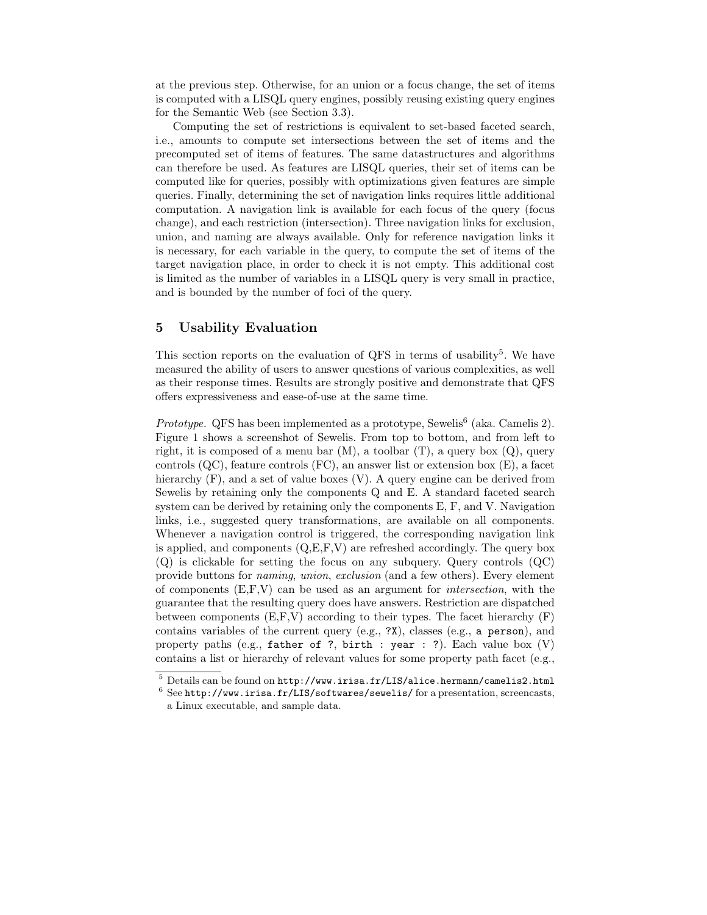at the previous step. Otherwise, for an union or a focus change, the set of items is computed with a LISQL query engines, possibly reusing existing query engines for the Semantic Web (see Section 3.3).

Computing the set of restrictions is equivalent to set-based faceted search, i.e., amounts to compute set intersections between the set of items and the precomputed set of items of features. The same datastructures and algorithms can therefore be used. As features are LISQL queries, their set of items can be computed like for queries, possibly with optimizations given features are simple queries. Finally, determining the set of navigation links requires little additional computation. A navigation link is available for each focus of the query (focus change), and each restriction (intersection). Three navigation links for exclusion, union, and naming are always available. Only for reference navigation links it is necessary, for each variable in the query, to compute the set of items of the target navigation place, in order to check it is not empty. This additional cost is limited as the number of variables in a LISQL query is very small in practice, and is bounded by the number of foci of the query.

## 5 Usability Evaluation

This section reports on the evaluation of QFS in terms of usability[5]. We have measured the ability of users to answer questions of various complexities, as well as their response times. Results are strongly positive and demonstrate that QFS offers expressiveness and ease-of-use at the same time.

*Prototype.* QFS has been implemented as a prototype, Sewelis[6] (aka. Camelis 2). Figure 1 shows a screenshot of Sewelis. From top to bottom, and from left to right, it is composed of a menu bar (M), a toolbar (T), a query box (Q), query controls (QC), feature controls (FC), an answer list or extension box (E), a facet hierarchy (F), and a set of value boxes (V). A query engine can be derived from Sewelis by retaining only the components Q and E. A standard faceted search system can be derived by retaining only the components E, F, and V. Navigation links, i.e., suggested query transformations, are available on all components. Whenever a navigation control is triggered, the corresponding navigation link is applied, and components (Q,E,F,V) are refreshed accordingly. The query box (Q) is clickable for setting the focus on any subquery. Query controls (QC) provide buttons for *naming*, *union*, *exclusion* (and a few others). Every element of components (E,F,V) can be used as an argument for *intersection*, with the guarantee that the resulting query does have answers. Restriction are dispatched between components (E,F,V) according to their types. The facet hierarchy (F) contains variables of the current query (e.g., `?X`), classes (e.g., `a person`), and property paths (e.g., `father of ?`, `birth : year : ?`). Each value box (V) contains a list or hierarchy of relevant values for some property path facet (e.g.,

[5] Details can be found on `http://www.irisa.fr/LIS/alice.hermann/camelis2.html`

[6] See `http://www.irisa.fr/LIS/softwares/sewelis/` for a presentation, screencasts, a Linux executable, and sample data.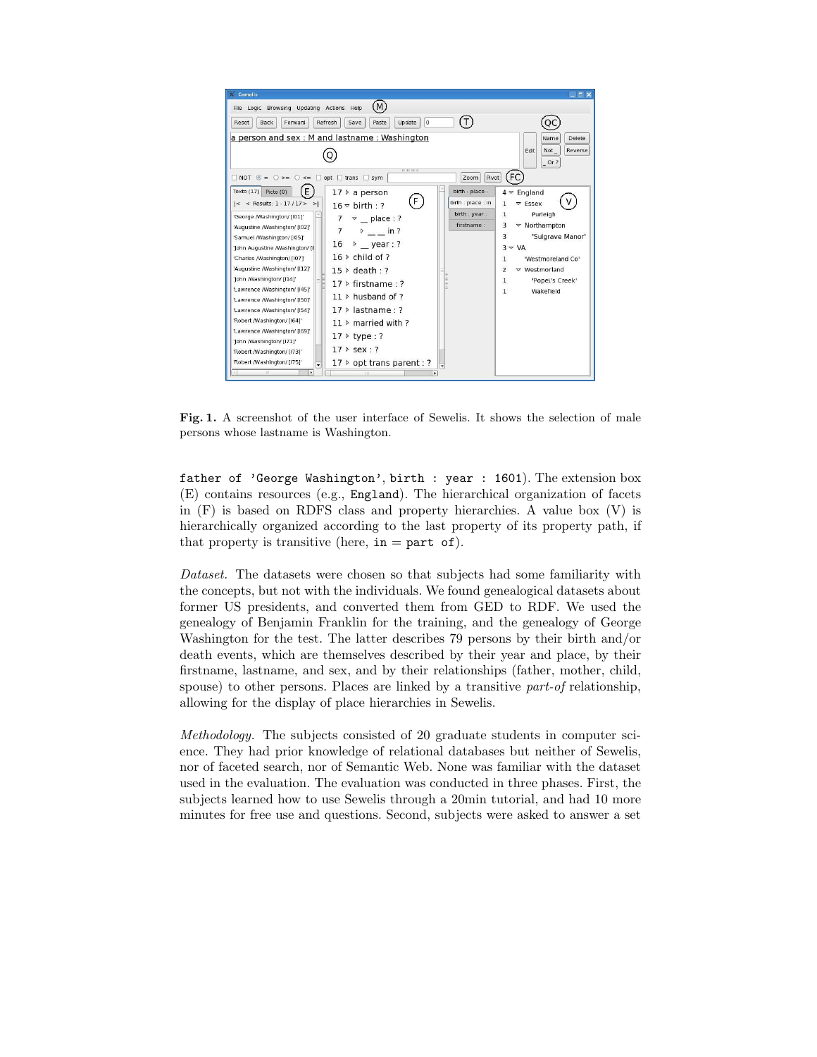**Fig. 1.** A screenshot of the user interface of Sewelis. It shows the selection of male persons whose lastname is Washington.

father of 'George Washington', birth : year : 1601). The extension box (E) contains resources (e.g., England). The hierarchical organization of facets in (F) is based on RDFS class and property hierarchies. A value box (V) is hierarchically organized according to the last property of its property path, if that property is transitive (here, in = part of).

*Dataset.* The datasets were chosen so that subjects had some familiarity with the concepts, but not with the individuals. We found genealogical datasets about former US presidents, and converted them from GED to RDF. We used the genealogy of Benjamin Franklin for the training, and the genealogy of George Washington for the test. The latter describes 79 persons by their birth and/or death events, which are themselves described by their year and place, by their firstname, lastname, and sex, and by their relationships (father, mother, child, spouse) to other persons. Places are linked by a transitive *part-of* relationship, allowing for the display of place hierarchies in Sewelis.

*Methodology.* The subjects consisted of 20 graduate students in computer science. They had prior knowledge of relational databases but neither of Sewelis, nor of faceted search, nor of Semantic Web. None was familiar with the dataset used in the evaluation. The evaluation was conducted in three phases. First, the subjects learned how to use Sewelis through a 20min tutorial, and had 10 more minutes for free use and questions. Second, subjects were asked to answer a set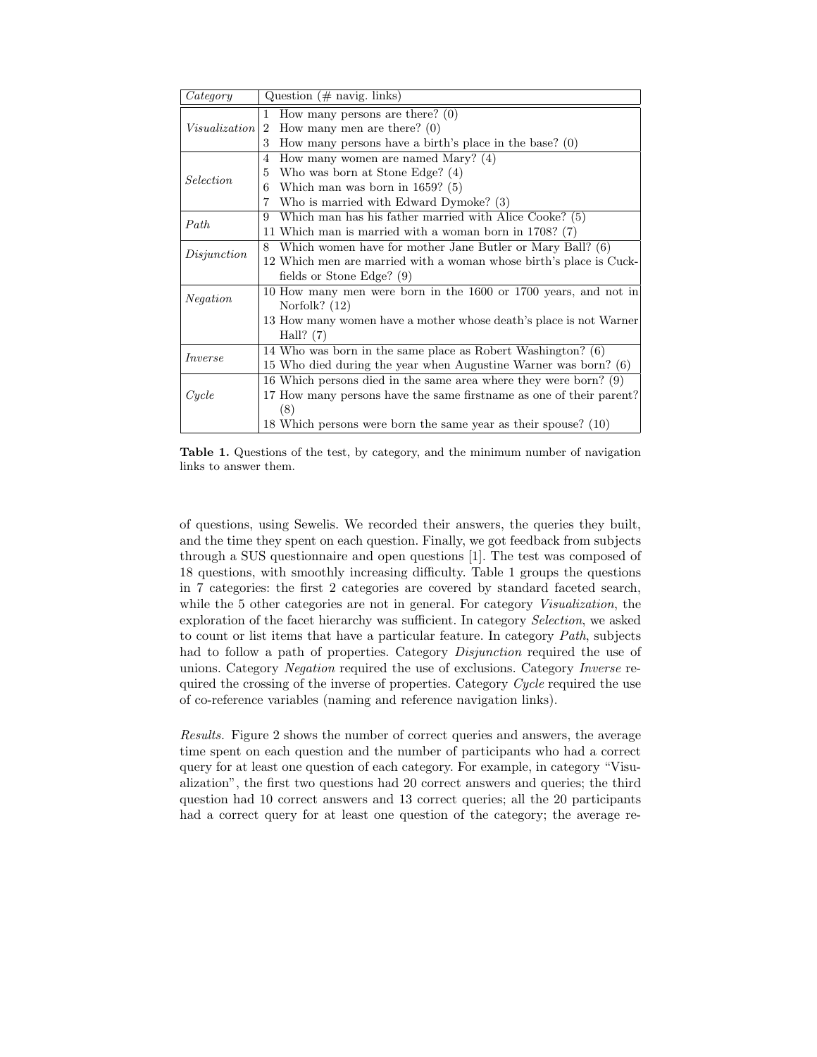| *Category* | Question (# navig. links) |
| --- | --- |
| *Visualization* | 1 How many persons are there? (0) |
| | 2 How many men are there? (0) |
| | 3 How many persons have a birth's place in the base? (0) |
| *Selection* | 4 How many women are named Mary? (4) |
| | 5 Who was born at Stone Edge? (4) |
| | 6 Which man was born in 1659? (5) |
| | 7 Who is married with Edward Dymoke? (3) |
| *Path* | 9 Which man has his father married with Alice Cooke? (5) |
| | 11 Which man is married with a woman born in 1708? (7) |
| *Disjunction* | 8 Which women have for mother Jane Butler or Mary Ball? (6) |
| | 12 Which men are married with a woman whose birth's place is Cuckfields or Stone Edge? (9) |
| *Negation* | 10 How many men were born in the 1600 or 1700 years, and not in Norfolk? (12) |
| | 13 How many women have a mother whose death's place is not Warner Hall? (7) |
| *Inverse* | 14 Who was born in the same place as Robert Washington? (6) |
| | 15 Who died during the year when Augustine Warner was born? (6) |
| *Cycle* | 16 Which persons died in the same area where they were born? (9) |
| | 17 How many persons have the same firstname as one of their parent? (8) |
| | 18 Which persons were born the same year as their spouse? (10) |

**Table 1.** Questions of the test, by category, and the minimum number of navigation links to answer them.

of questions, using Sewelis. We recorded their answers, the queries they built, and the time they spent on each question. Finally, we got feedback from subjects through a SUS questionnaire and open questions [1]. The test was composed of 18 questions, with smoothly increasing difficulty. Table 1 groups the questions in 7 categories: the first 2 categories are covered by standard faceted search, while the 5 other categories are not in general. For category *Visualization*, the exploration of the facet hierarchy was sufficient. In category *Selection*, we asked to count or list items that have a particular feature. In category *Path*, subjects had to follow a path of properties. Category *Disjunction* required the use of unions. Category *Negation* required the use of exclusions. Category *Inverse* required the crossing of the inverse of properties. Category *Cycle* required the use of co-reference variables (naming and reference navigation links).

*Results.* Figure 2 shows the number of correct queries and answers, the average time spent on each question and the number of participants who had a correct query for at least one question of each category. For example, in category "Visualization", the first two questions had 20 correct answers and queries; the third question had 10 correct answers and 13 correct queries; all the 20 participants had a correct query for at least one question of the category; the average re-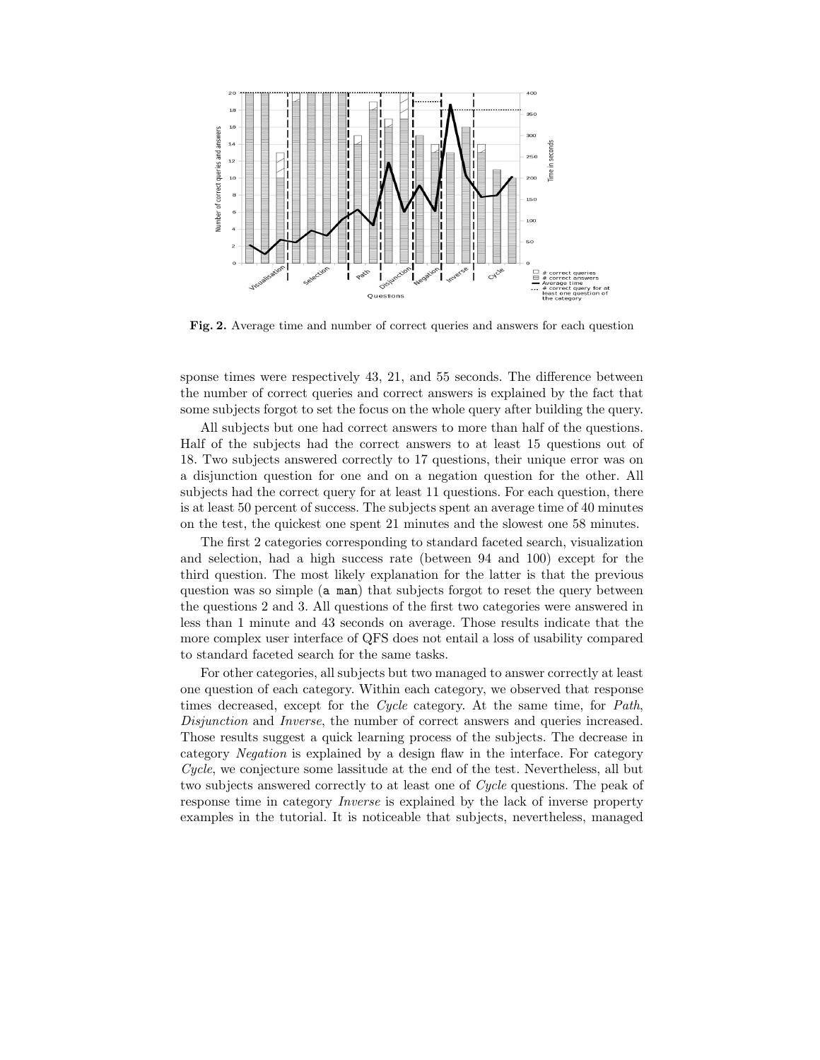Fig. 2. Average time and number of correct queries and answers for each question

sponse times were respectively 43, 21, and 55 seconds. The difference between the number of correct queries and correct answers is explained by the fact that some subjects forgot to set the focus on the whole query after building the query.

All subjects but one had correct answers to more than half of the questions. Half of the subjects had the correct answers to at least 15 questions out of 18. Two subjects answered correctly to 17 questions, their unique error was on a disjunction question for one and on a negation question for the other. All subjects had the correct query for at least 11 questions. For each question, there is at least 50 percent of success. The subjects spent an average time of 40 minutes on the test, the quickest one spent 21 minutes and the slowest one 58 minutes.

The first 2 categories corresponding to standard faceted search, visualization and selection, had a high success rate (between 94 and 100) except for the third question. The most likely explanation for the latter is that the previous question was so simple (`a man`) that subjects forgot to reset the query between the questions 2 and 3. All questions of the first two categories were answered in less than 1 minute and 43 seconds on average. Those results indicate that the more complex user interface of QFS does not entail a loss of usability compared to standard faceted search for the same tasks.

For other categories, all subjects but two managed to answer correctly at least one question of each category. Within each category, we observed that response times decreased, except for the *Cycle* category. At the same time, for *Path*, *Disjunction* and *Inverse*, the number of correct answers and queries increased. Those results suggest a quick learning process of the subjects. The decrease in category *Negation* is explained by a design flaw in the interface. For category *Cycle*, we conjecture some lassitude at the end of the test. Nevertheless, all but two subjects answered correctly to at least one of *Cycle* questions. The peak of response time in category *Inverse* is explained by the lack of inverse property examples in the tutorial. It is noticeable that subjects, nevertheless, managed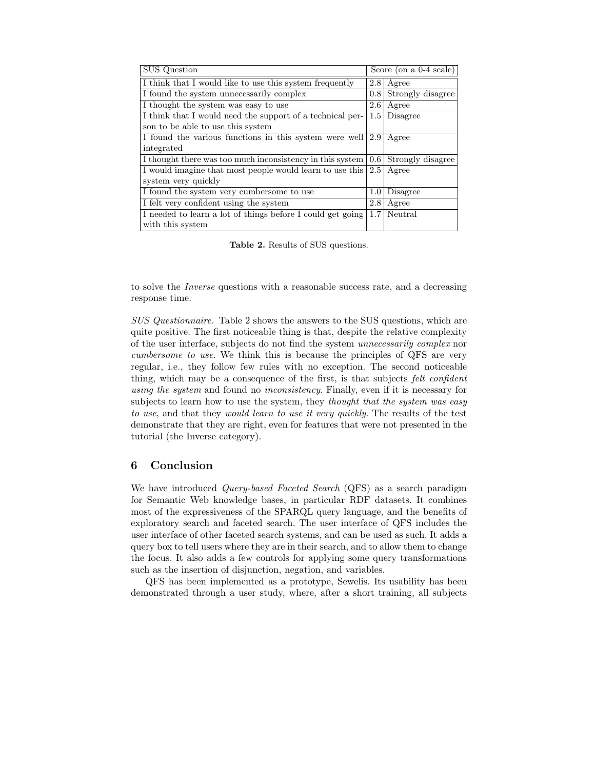| SUS Question | Score (on a 0-4 scale) | |
|---|---|---|
| I think that I would like to use this system frequently | 2.8 | Agree |
| I found the system unnecessarily complex | 0.8 | Strongly disagree |
| I thought the system was easy to use | 2.6 | Agree |
| I think that I would need the support of a technical person to be able to use this system | 1.5 | Disagree |
| I found the various functions in this system were well integrated | 2.9 | Agree |
| I thought there was too much inconsistency in this system | 0.6 | Strongly disagree |
| I would imagine that most people would learn to use this system very quickly | 2.5 | Agree |
| I found the system very cumbersome to use | 1.0 | Disagree |
| I felt very confident using the system | 2.8 | Agree |
| I needed to learn a lot of things before I could get going with this system | 1.7 | Neutral |

**Table 2.** Results of SUS questions.

to solve the *Inverse* questions with a reasonable success rate, and a decreasing response time.

*SUS Questionnaire.* Table 2 shows the answers to the SUS questions, which are quite positive. The first noticeable thing is that, despite the relative complexity of the user interface, subjects do not find the system *unnecessarily complex* nor *cumbersome to use*. We think this is because the principles of QFS are very regular, i.e., they follow few rules with no exception. The second noticeable thing, which may be a consequence of the first, is that subjects *felt confident using the system* and found no *inconsistency*. Finally, even if it is necessary for subjects to learn how to use the system, they *thought that the system was easy to use*, and that they *would learn to use it very quickly*. The results of the test demonstrate that they are right, even for features that were not presented in the tutorial (the Inverse category).

## 6 Conclusion

We have introduced *Query-based Faceted Search* (QFS) as a search paradigm for Semantic Web knowledge bases, in particular RDF datasets. It combines most of the expressiveness of the SPARQL query language, and the benefits of exploratory search and faceted search. The user interface of QFS includes the user interface of other faceted search systems, and can be used as such. It adds a query box to tell users where they are in their search, and to allow them to change the focus. It also adds a few controls for applying some query transformations such as the insertion of disjunction, negation, and variables.

QFS has been implemented as a prototype, Sewelis. Its usability has been demonstrated through a user study, where, after a short training, all subjects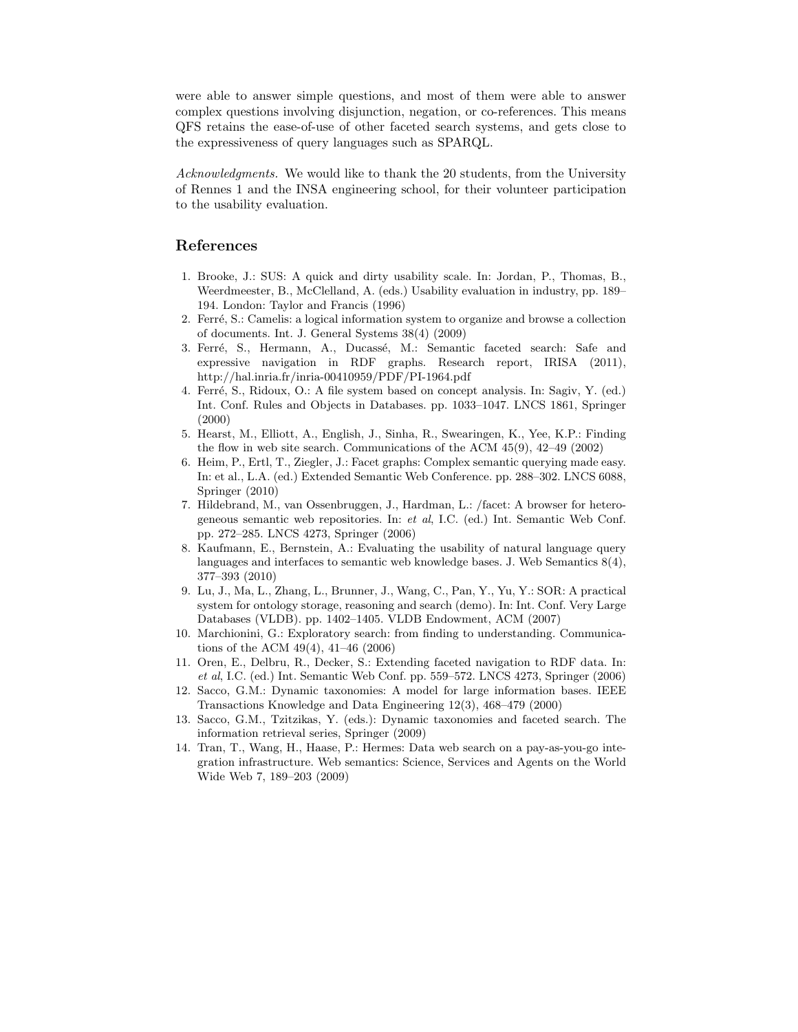were able to answer simple questions, and most of them were able to answer complex questions involving disjunction, negation, or co-references. This means QFS retains the ease-of-use of other faceted search systems, and gets close to the expressiveness of query languages such as SPARQL.

*Acknowledgments.* We would like to thank the 20 students, from the University of Rennes 1 and the INSA engineering school, for their volunteer participation to the usability evaluation.

## References

1. Brooke, J.: SUS: A quick and dirty usability scale. In: Jordan, P., Thomas, B., Weerdmeester, B., McClelland, A. (eds.) Usability evaluation in industry, pp. 189–194. London: Taylor and Francis (1996)
2. Ferré, S.: Camelis: a logical information system to organize and browse a collection of documents. Int. J. General Systems 38(4) (2009)
3. Ferré, S., Hermann, A., Ducassé, M.: Semantic faceted search: Safe and expressive navigation in RDF graphs. Research report, IRISA (2011), http://hal.inria.fr/inria-00410959/PDF/PI-1964.pdf
4. Ferré, S., Ridoux, O.: A file system based on concept analysis. In: Sagiv, Y. (ed.) Int. Conf. Rules and Objects in Databases. pp. 1033–1047. LNCS 1861, Springer (2000)
5. Hearst, M., Elliott, A., English, J., Sinha, R., Swearingen, K., Yee, K.P.: Finding the flow in web site search. Communications of the ACM 45(9), 42–49 (2002)
6. Heim, P., Ertl, T., Ziegler, J.: Facet graphs: Complex semantic querying made easy. In: et al., L.A. (ed.) Extended Semantic Web Conference. pp. 288–302. LNCS 6088, Springer (2010)
7. Hildebrand, M., van Ossenbruggen, J., Hardman, L.: /facet: A browser for heterogeneous semantic web repositories. In: *et al*, I.C. (ed.) Int. Semantic Web Conf. pp. 272–285. LNCS 4273, Springer (2006)
8. Kaufmann, E., Bernstein, A.: Evaluating the usability of natural language query languages and interfaces to semantic web knowledge bases. J. Web Semantics 8(4), 377–393 (2010)
9. Lu, J., Ma, L., Zhang, L., Brunner, J., Wang, C., Pan, Y., Yu, Y.: SOR: A practical system for ontology storage, reasoning and search (demo). In: Int. Conf. Very Large Databases (VLDB). pp. 1402–1405. VLDB Endowment, ACM (2007)
10. Marchionini, G.: Exploratory search: from finding to understanding. Communications of the ACM 49(4), 41–46 (2006)
11. Oren, E., Delbru, R., Decker, S.: Extending faceted navigation to RDF data. In: *et al*, I.C. (ed.) Int. Semantic Web Conf. pp. 559–572. LNCS 4273, Springer (2006)
12. Sacco, G.M.: Dynamic taxonomies: A model for large information bases. IEEE Transactions Knowledge and Data Engineering 12(3), 468–479 (2000)
13. Sacco, G.M., Tzitzikas, Y. (eds.): Dynamic taxonomies and faceted search. The information retrieval series, Springer (2009)
14. Tran, T., Wang, H., Haase, P.: Hermes: Data web search on a pay-as-you-go integration infrastructure. Web semantics: Science, Services and Agents on the World Wide Web 7, 189–203 (2009)